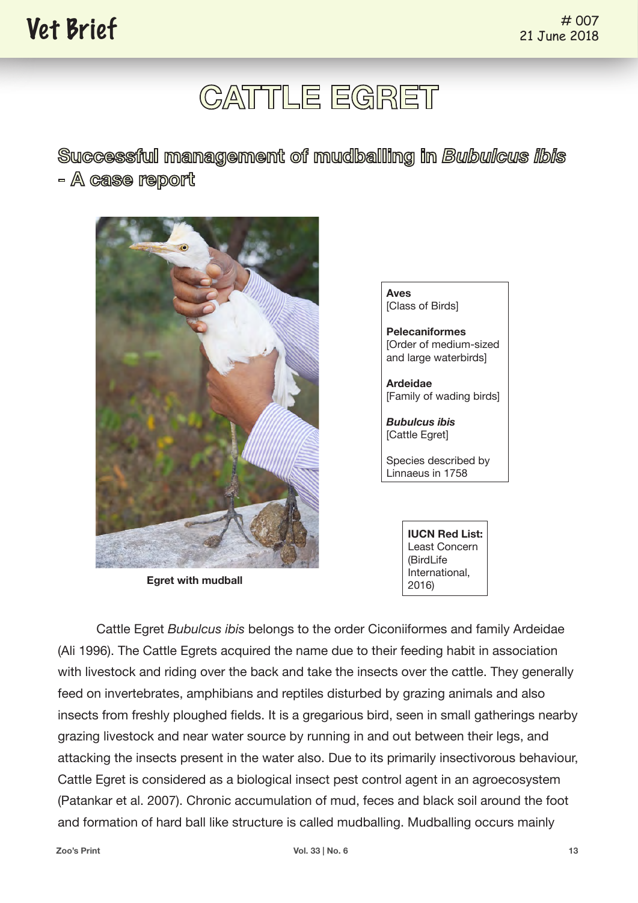# CATTLE EGRET

## Successful management of mudballing in *Bubulcus ibis* - A case report

Egret with mudball

**Aves**
[Class of Birds]

**Pelecaniformes**
[Order of medium-sized and large waterbirds]

**Ardeidae**
[Family of wading birds]

***Bubulcus ibis***
[Cattle Egret]

Species described by Linnaeus in 1758

**IUCN Red List:** Least Concern (BirdLife International, 2016)

Cattle Egret *Bubulcus ibis* belongs to the order Ciconiiformes and family Ardeidae (Ali 1996). The Cattle Egrets acquired the name due to their feeding habit in association with livestock and riding over the back and take the insects over the cattle. They generally feed on invertebrates, amphibians and reptiles disturbed by grazing animals and also insects from freshly ploughed fields. It is a gregarious bird, seen in small gatherings nearby grazing livestock and near water source by running in and out between their legs, and attacking the insects present in the water also. Due to its primarily insectivorous behaviour, Cattle Egret is considered as a biological insect pest control agent in an agroecosystem (Patankar et al. 2007). Chronic accumulation of mud, feces and black soil around the foot and formation of hard ball like structure is called mudballing. Mudballing occurs mainly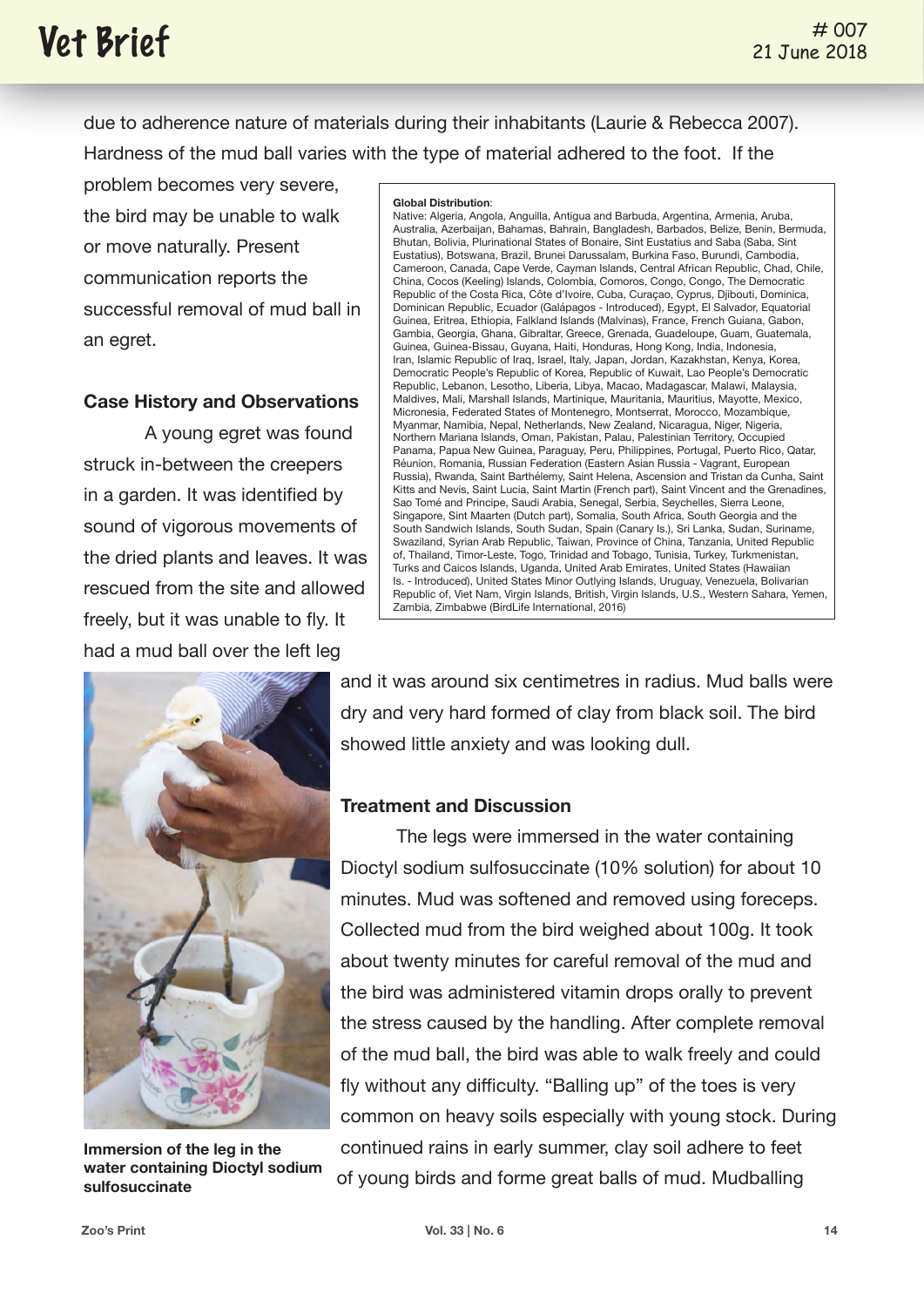due to adherence nature of materials during their inhabitants (Laurie & Rebecca 2007). Hardness of the mud ball varies with the type of material adhered to the foot. If the problem becomes very severe, the bird may be unable to walk or move naturally. Present communication reports the successful removal of mud ball in an egret.

**Global Distribution**:
Native: Algeria, Angola, Anguilla, Antigua and Barbuda, Argentina, Armenia, Aruba, Australia, Azerbaijan, Bahamas, Bahrain, Bangladesh, Barbados, Belize, Benin, Bermuda, Bhutan, Bolivia, Plurinational States of Bonaire, Sint Eustatius and Saba (Saba, Sint Eustatius), Botswana, Brazil, Brunei Darussalam, Burkina Faso, Burundi, Cambodia, Cameroon, Canada, Cape Verde, Cayman Islands, Central African Republic, Chad, Chile, China, Cocos (Keeling) Islands, Colombia, Comoros, Congo, Congo, The Democratic Republic of the Costa Rica, Côte d'Ivoire, Cuba, Curaçao, Cyprus, Djibouti, Dominica, Dominican Republic, Ecuador (Galápagos - Introduced), Egypt, El Salvador, Equatorial Guinea, Eritrea, Ethiopia, Falkland Islands (Malvinas), France, French Guiana, Gabon, Gambia, Georgia, Ghana, Gibraltar, Greece, Grenada, Guadeloupe, Guam, Guatemala, Guinea, Guinea-Bissau, Guyana, Haiti, Honduras, Hong Kong, India, Indonesia, Iran, Islamic Republic of Iraq, Israel, Italy, Japan, Jordan, Kazakhstan, Kenya, Korea, Democratic People's Republic of Korea, Republic of Kuwait, Lao People's Democratic Republic, Lebanon, Lesotho, Liberia, Libya, Macao, Madagascar, Malawi, Malaysia, Maldives, Mali, Marshall Islands, Martinique, Mauritania, Mauritius, Mayotte, Mexico, Micronesia, Federated States of Montenegro, Montserrat, Morocco, Mozambique, Myanmar, Namibia, Nepal, Netherlands, New Zealand, Nicaragua, Niger, Nigeria, Northern Mariana Islands, Oman, Pakistan, Palau, Palestinian Territory, Occupied Panama, Papua New Guinea, Paraguay, Peru, Philippines, Portugal, Puerto Rico, Qatar, Réunion, Romania, Russian Federation (Eastern Asian Russia - Vagrant, European Russia), Rwanda, Saint Barthélemy, Saint Helena, Ascension and Tristan da Cunha, Saint Kitts and Nevis, Saint Lucia, Saint Martin (French part), Saint Vincent and the Grenadines, Sao Tomé and Principe, Saudi Arabia, Senegal, Serbia, Seychelles, Sierra Leone, Singapore, Sint Maarten (Dutch part), Somalia, South Africa, South Georgia and the South Sandwich Islands, South Sudan, Spain (Canary Is.), Sri Lanka, Sudan, Suriname, Swaziland, Syrian Arab Republic, Taiwan, Province of China, Tanzania, United Republic of, Thailand, Timor-Leste, Togo, Trinidad and Tobago, Tunisia, Turkey, Turkmenistan, Turks and Caicos Islands, Uganda, United Arab Emirates, United States (Hawaiian Is. - Introduced), United States Minor Outlying Islands, Uruguay, Venezuela, Bolivarian Republic of, Viet Nam, Virgin Islands, British, Virgin Islands, U.S., Western Sahara, Yemen, Zambia, Zimbabwe (BirdLife International, 2016)

### Case History and Observations

A young egret was found struck in-between the creepers in a garden. It was identified by sound of vigorous movements of the dried plants and leaves. It was rescued from the site and allowed freely, but it was unable to fly. It had a mud ball over the left leg and it was around six centimetres in radius. Mud balls were dry and very hard formed of clay from black soil. The bird showed little anxiety and was looking dull.

**Immersion of the leg in the water containing Dioctyl sodium sulfosuccinate**

### Treatment and Discussion

The legs were immersed in the water containing Dioctyl sodium sulfosuccinate (10% solution) for about 10 minutes. Mud was softened and removed using foreceps. Collected mud from the bird weighed about 100g. It took about twenty minutes for careful removal of the mud and the bird was administered vitamin drops orally to prevent the stress caused by the handling. After complete removal of the mud ball, the bird was able to walk freely and could fly without any difficulty. "Balling up" of the toes is very common on heavy soils especially with young stock. During continued rains in early summer, clay soil adhere to feet of young birds and forme great balls of mud. Mudballing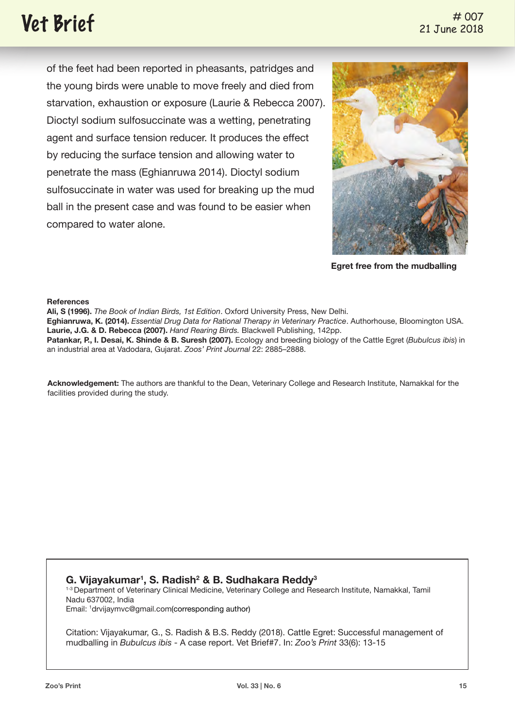of the feet had been reported in pheasants, patridges and the young birds were unable to move freely and died from starvation, exhaustion or exposure (Laurie & Rebecca 2007). Dioctyl sodium sulfosuccinate was a wetting, penetrating agent and surface tension reducer. It produces the effect by reducing the surface tension and allowing water to penetrate the mass (Eghianruwa 2014). Dioctyl sodium sulfosuccinate in water was used for breaking up the mud ball in the present case and was found to be easier when compared to water alone.

**Egret free from the mudballing**

**References**

**Ali, S (1996).** *The Book of Indian Birds, 1st Edition*. Oxford University Press, New Delhi.
**Eghianruwa, K. (2014).** *Essential Drug Data for Rational Therapy in Veterinary Practice*. Authorhouse, Bloomington USA.
**Laurie, J.G. & D. Rebecca (2007).** *Hand Rearing Birds.* Blackwell Publishing, 142pp.
**Patankar, P., I. Desai, K. Shinde & B. Suresh (2007).** Ecology and breeding biology of the Cattle Egret (*Bubulcus ibis*) in an industrial area at Vadodara, Gujarat. *Zoos' Print Journal* 22: 2885–2888.

**Acknowledgement:** The authors are thankful to the Dean, Veterinary College and Research Institute, Namakkal for the facilities provided during the study.

**G. Vijayakumar[1], S. Radish[2] & B. Sudhakara Reddy[3]**
[1-3] Department of Veterinary Clinical Medicine, Veterinary College and Research Institute, Namakkal, Tamil Nadu 637002, India
Email: [1]drvijaymvc@gmail.com(corresponding author)

Citation: Vijayakumar, G., S. Radish & B.S. Reddy (2018). Cattle Egret: Successful management of mudballing in *Bubulcus ibis* - A case report. Vet Brief#7. In: *Zoo's Print* 33(6): 13-15